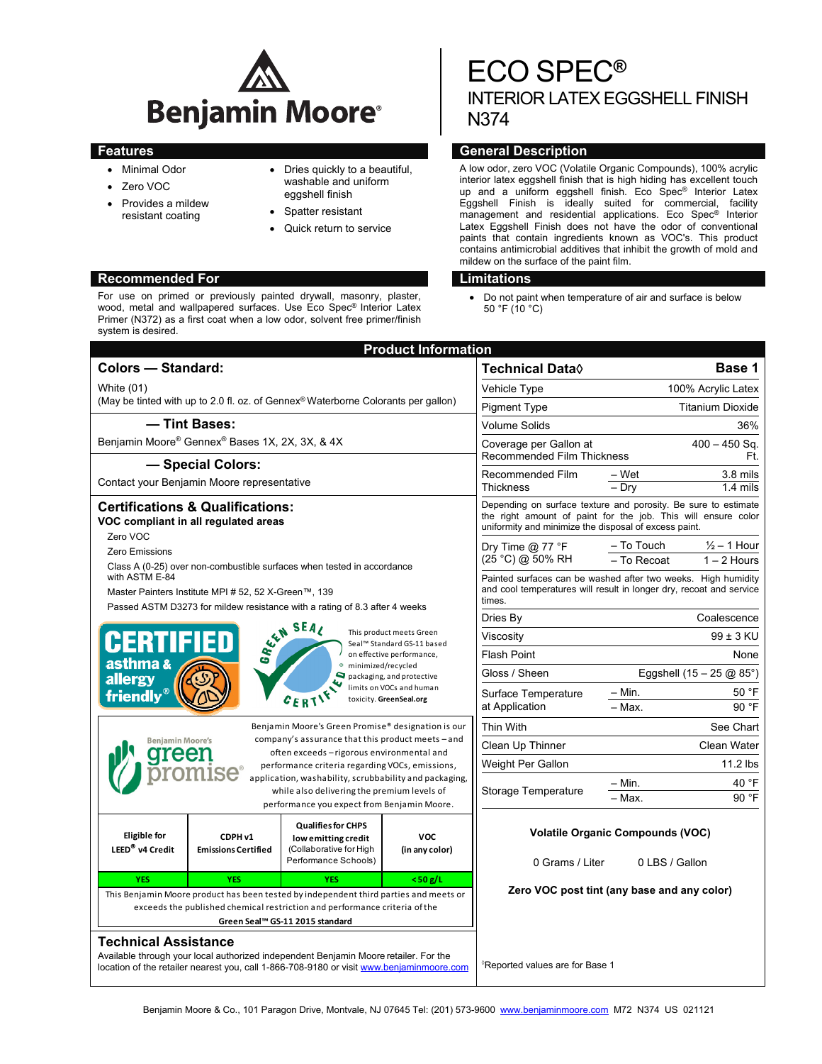Benjamin Moore®

# ECO SPEC®

## INTERIOR LATEX EGGSHELL FINISH N374

## Features

- Minimal Odor
- Zero VOC
- Provides a mildew resistant coating
- Dries quickly to a beautiful, washable and uniform eggshell finish
- Spatter resistant
- Quick return to service

## General Description

A low odor, zero VOC (Volatile Organic Compounds), 100% acrylic interior latex eggshell finish that is high hiding has excellent touch up and a uniform eggshell finish. Eco Spec® Interior Latex Eggshell Finish is ideally suited for commercial, facility management and residential applications. Eco Spec® Interior Latex Eggshell Finish does not have the odor of conventional paints that contain ingredients known as VOC's. This product contains antimicrobial additives that inhibit the growth of mold and mildew on the surface of the paint film.

## Recommended For

For use on primed or previously painted drywall, masonry, plaster, wood, metal and wallpapered surfaces. Use Eco Spec® Interior Latex Primer (N372) as a first coat when a low odor, solvent free primer/finish system is desired.

## Limitations

- Do not paint when temperature of air and surface is below 50 °F (10 °C)

## Product Information

### Colors — Standard:

White (01)
(May be tinted with up to 2.0 fl. oz. of Gennex® Waterborne Colorants per gallon)

### — Tint Bases:

Benjamin Moore® Gennex® Bases 1X, 2X, 3X, & 4X

### — Special Colors:

Contact your Benjamin Moore representative

### Certifications & Qualifications:

**VOC compliant in all regulated areas**

Zero VOC

Zero Emissions

Class A (0-25) over non-combustible surfaces when tested in accordance with ASTM E-84

Master Painters Institute MPI # 52, 52 X-Green™, 139

Passed ASTM D3273 for mildew resistance with a rating of 8.3 after 4 weeks

CERTIFIED asthma & allergy friendly®

GREEN SEAL CERTIFIED — This product meets Green Seal™ Standard GS-11 based on effective performance, minimized/recycled packaging, and protective limits on VOCs and human toxicity. GreenSeal.org

Benjamin Moore's green promise® — Benjamin Moore's Green Promise® designation is our company's assurance that this product meets – and often exceeds – rigorous environmental and performance criteria regarding VOCs, emissions, application, washability, scrubbability and packaging, while also delivering the premium levels of performance you expect from Benjamin Moore.

| Eligible for LEED® v4 Credit | CDPH v1 Emissions Certified | Qualifies for CHPS low emitting credit (Collaborative for High Performance Schools) | VOC (in any color) |
|---|---|---|---|
| YES | YES | YES | < 50 g/L |

This Benjamin Moore product has been tested by independent third parties and meets or exceeds the published chemical restriction and performance criteria of the **Green Seal™ GS-11 2015 standard**

### Technical Data◊

| Technical Data◊ | | Base 1 |
|---|---|---|
| Vehicle Type | | 100% Acrylic Latex |
| Pigment Type | | Titanium Dioxide |
| Volume Solids | | 36% |
| Coverage per Gallon at Recommended Film Thickness | | 400 – 450 Sq. Ft. |
| Recommended Film Thickness | – Wet | 3.8 mils |
| | – Dry | 1.4 mils |

Depending on surface texture and porosity. Be sure to estimate the right amount of paint for the job. This will ensure color uniformity and minimize the disposal of excess paint.

| | | |
|---|---|---|
| Dry Time @ 77 °F (25 °C) @ 50% RH | – To Touch | ½ – 1 Hour |
| | – To Recoat | 1 – 2 Hours |

Painted surfaces can be washed after two weeks. High humidity and cool temperatures will result in longer dry, recoat and service times.

| | | |
|---|---|---|
| Dries By | | Coalescence |
| Viscosity | | 99 ± 3 KU |
| Flash Point | | None |
| Gloss / Sheen | | Eggshell (15 – 25 @ 85°) |
| Surface Temperature at Application | – Min. | 50 °F |
| | – Max. | 90 °F |
| Thin With | | See Chart |
| Clean Up Thinner | | Clean Water |
| Weight Per Gallon | | 11.2 lbs |
| Storage Temperature | – Min. | 40 °F |
| | – Max. | 90 °F |

**Volatile Organic Compounds (VOC)**

0 Grams / Liter — 0 LBS / Gallon

**Zero VOC post tint (any base and any color)**

◊Reported values are for Base 1

### Technical Assistance

Available through your local authorized independent Benjamin Moore retailer. For the location of the retailer nearest you, call 1-866-708-9180 or visit www.benjaminmoore.com

Benjamin Moore & Co., 101 Paragon Drive, Montvale, NJ 07645 Tel: (201) 573-9600 www.benjaminmoore.com M72 N374 US 021121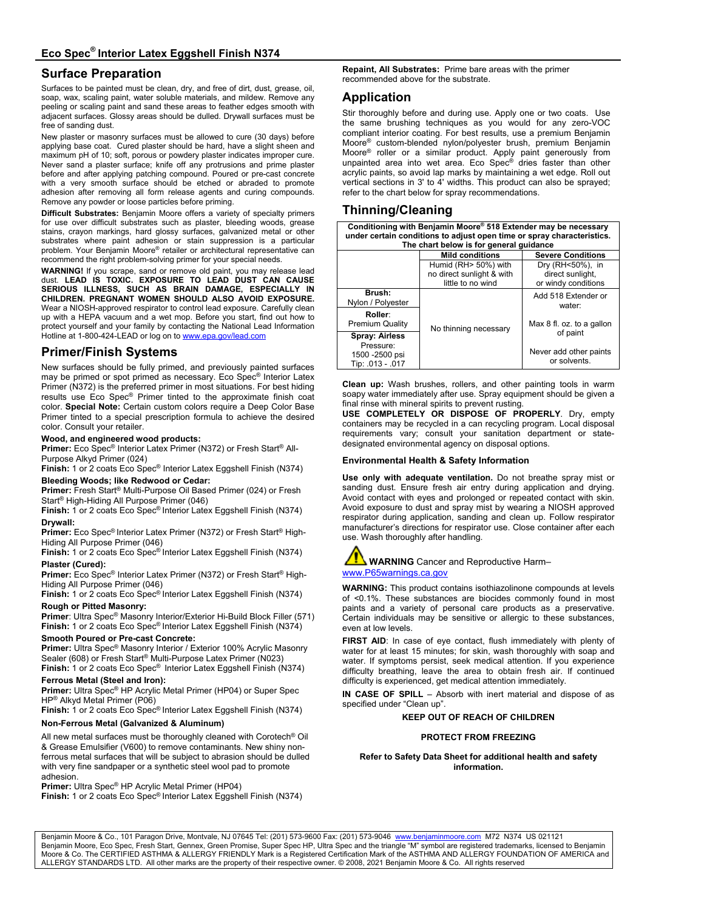## Eco Spec® Interior Latex Eggshell Finish N374

## Surface Preparation

Surfaces to be painted must be clean, dry, and free of dirt, dust, grease, oil, soap, wax, scaling paint, water soluble materials, and mildew. Remove any peeling or scaling paint and sand these areas to feather edges smooth with adjacent surfaces. Glossy areas should be dulled. Drywall surfaces must be free of sanding dust.

New plaster or masonry surfaces must be allowed to cure (30 days) before applying base coat. Cured plaster should be hard, have a slight sheen and maximum pH of 10; soft, porous or powdery plaster indicates improper cure. Never sand a plaster surface; knife off any protrusions and prime plaster before and after applying patching compound. Poured or pre-cast concrete with a very smooth surface should be etched or abraded to promote adhesion after removing all form release agents and curing compounds. Remove any powder or loose particles before priming.

**Difficult Substrates:** Benjamin Moore offers a variety of specialty primers for use over difficult substrates such as plaster, bleeding woods, grease stains, crayon markings, hard glossy surfaces, galvanized metal or other substrates where paint adhesion or stain suppression is a particular problem. Your Benjamin Moore® retailer or architectural representative can recommend the right problem-solving primer for your special needs.

**WARNING!** If you scrape, sand or remove old paint, you may release lead dust. **LEAD IS TOXIC. EXPOSURE TO LEAD DUST CAN CAUSE SERIOUS ILLNESS, SUCH AS BRAIN DAMAGE, ESPECIALLY IN CHILDREN. PREGNANT WOMEN SHOULD ALSO AVOID EXPOSURE.** Wear a NIOSH-approved respirator to control lead exposure. Carefully clean up with a HEPA vacuum and a wet mop. Before you start, find out how to protect yourself and your family by contacting the National Lead Information Hotline at 1-800-424-LEAD or log on to www.epa.gov/lead.com

## Primer/Finish Systems

New surfaces should be fully primed, and previously painted surfaces may be primed or spot primed as necessary. Eco Spec® Interior Latex Primer (N372) is the preferred primer in most situations. For best hiding results use Eco Spec® Primer tinted to the approximate finish coat color. **Special Note:** Certain custom colors require a Deep Color Base Primer tinted to a special prescription formula to achieve the desired color. Consult your retailer.

**Wood, and engineered wood products:**
**Primer:** Eco Spec® Interior Latex Primer (N372) or Fresh Start® All-Purpose Alkyd Primer (024)
**Finish:** 1 or 2 coats Eco Spec® Interior Latex Eggshell Finish (N374)

**Bleeding Woods; like Redwood or Cedar:**
**Primer:** Fresh Start® Multi-Purpose Oil Based Primer (024) or Fresh Start® High-Hiding All Purpose Primer (046)
**Finish:** 1 or 2 coats Eco Spec® Interior Latex Eggshell Finish (N374)

**Drywall:**
**Primer:** Eco Spec® Interior Latex Primer (N372) or Fresh Start® High-Hiding All Purpose Primer (046)
**Finish:** 1 or 2 coats Eco Spec® Interior Latex Eggshell Finish (N374)

**Plaster (Cured):**
**Primer:** Eco Spec® Interior Latex Primer (N372) or Fresh Start® High-Hiding All Purpose Primer (046)
**Finish:** 1 or 2 coats Eco Spec® Interior Latex Eggshell Finish (N374)

**Rough or Pitted Masonry:**
**Primer**: Ultra Spec® Masonry Interior/Exterior Hi-Build Block Filler (571)
**Finish:** 1 or 2 coats Eco Spec® Interior Latex Eggshell Finish (N374)

**Smooth Poured or Pre-cast Concrete:**
**Primer:** Ultra Spec® Masonry Interior / Exterior 100% Acrylic Masonry Sealer (608) or Fresh Start® Multi-Purpose Latex Primer (N023)
**Finish:** 1 or 2 coats Eco Spec® Interior Latex Eggshell Finish (N374)

**Ferrous Metal (Steel and Iron):**
**Primer:** Ultra Spec® HP Acrylic Metal Primer (HP04) or Super Spec HP® Alkyd Metal Primer (P06)
**Finish:** 1 or 2 coats Eco Spec® Interior Latex Eggshell Finish (N374)

**Non-Ferrous Metal (Galvanized & Aluminum)**

All new metal surfaces must be thoroughly cleaned with Corotech® Oil & Grease Emulsifier (V600) to remove contaminants. New shiny non-ferrous metal surfaces that will be subject to abrasion should be dulled with very fine sandpaper or a synthetic steel wool pad to promote adhesion.
**Primer:** Ultra Spec® HP Acrylic Metal Primer (HP04)
**Finish:** 1 or 2 coats Eco Spec® Interior Latex Eggshell Finish (N374)

**Repaint, All Substrates:** Prime bare areas with the primer recommended above for the substrate.

## Application

Stir thoroughly before and during use. Apply one or two coats. Use the same brushing techniques as you would for any zero-VOC compliant interior coating. For best results, use a premium Benjamin Moore® custom-blended nylon/polyester brush, premium Benjamin Moore® roller or a similar product. Apply paint generously from unpainted area into wet area. Eco Spec® dries faster than other acrylic paints, so avoid lap marks by maintaining a wet edge. Roll out vertical sections in 3' to 4' widths. This product can also be sprayed; refer to the chart below for spray recommendations.

## Thinning/Cleaning

**Conditioning with Benjamin Moore® 518 Extender may be necessary under certain conditions to adjust open time or spray characteristics. The chart below is for general guidance**

| | Mild conditions | Severe Conditions |
|---|---|---|
| | Humid (RH> 50%) with no direct sunlight & with little to no wind | Dry (RH<50%), in direct sunlight, or windy conditions |
| **Brush:** Nylon / Polyester | No thinning necessary | Add 518 Extender or water: |
| **Roller:** Premium Quality | | Max 8 fl. oz. to a gallon of paint |
| **Spray: Airless** Pressure: 1500 -2500 psi Tip: .013 - .017 | | Never add other paints or solvents. |

**Clean up:** Wash brushes, rollers, and other painting tools in warm soapy water immediately after use. Spray equipment should be given a final rinse with mineral spirits to prevent rusting.

**USE COMPLETELY OR DISPOSE OF PROPERLY**. Dry, empty containers may be recycled in a can recycling program. Local disposal requirements vary; consult your sanitation department or state-designated environmental agency on disposal options.

**Environmental Health & Safety Information**

**Use only with adequate ventilation.** Do not breathe spray mist or sanding dust. Ensure fresh air entry during application and drying. Avoid contact with eyes and prolonged or repeated contact with skin. Avoid exposure to dust and spray mist by wearing a NIOSH approved respirator during application, sanding and clean up. Follow respirator manufacturer's directions for respirator use. Close container after each use. Wash thoroughly after handling.

**WARNING** Cancer and Reproductive Harm– www.P65warnings.ca.gov

**WARNING:** This product contains isothiazolinone compounds at levels of <0.1%. These substances are biocides commonly found in most paints and a variety of personal care products as a preservative. Certain individuals may be sensitive or allergic to these substances, even at low levels.

**FIRST AID**: In case of eye contact, flush immediately with plenty of water for at least 15 minutes; for skin, wash thoroughly with soap and water. If symptoms persist, seek medical attention. If you experience difficulty breathing, leave the area to obtain fresh air. If continued difficulty is experienced, get medical attention immediately.

**IN CASE OF SPILL** – Absorb with inert material and dispose of as specified under "Clean up".

**KEEP OUT OF REACH OF CHILDREN**

**PROTECT FROM FREEZING**

**Refer to Safety Data Sheet for additional health and safety information.**

Benjamin Moore & Co., 101 Paragon Drive, Montvale, NJ 07645 Tel: (201) 573-9600 Fax: (201) 573-9046 www.benjaminmoore.com M72 N374 US 021121
Benjamin Moore, Eco Spec, Fresh Start, Gennex, Green Promise, Super Spec HP, Ultra Spec and the triangle "M" symbol are registered trademarks, licensed to Benjamin Moore & Co. The CERTIFIED ASTHMA & ALLERGY FRIENDLY Mark is a Registered Certification Mark of the ASTHMA AND ALLERGY FOUNDATION OF AMERICA and ALLERGY STANDARDS LTD. All other marks are the property of their respective owner. © 2008, 2021 Benjamin Moore & Co. All rights reserved